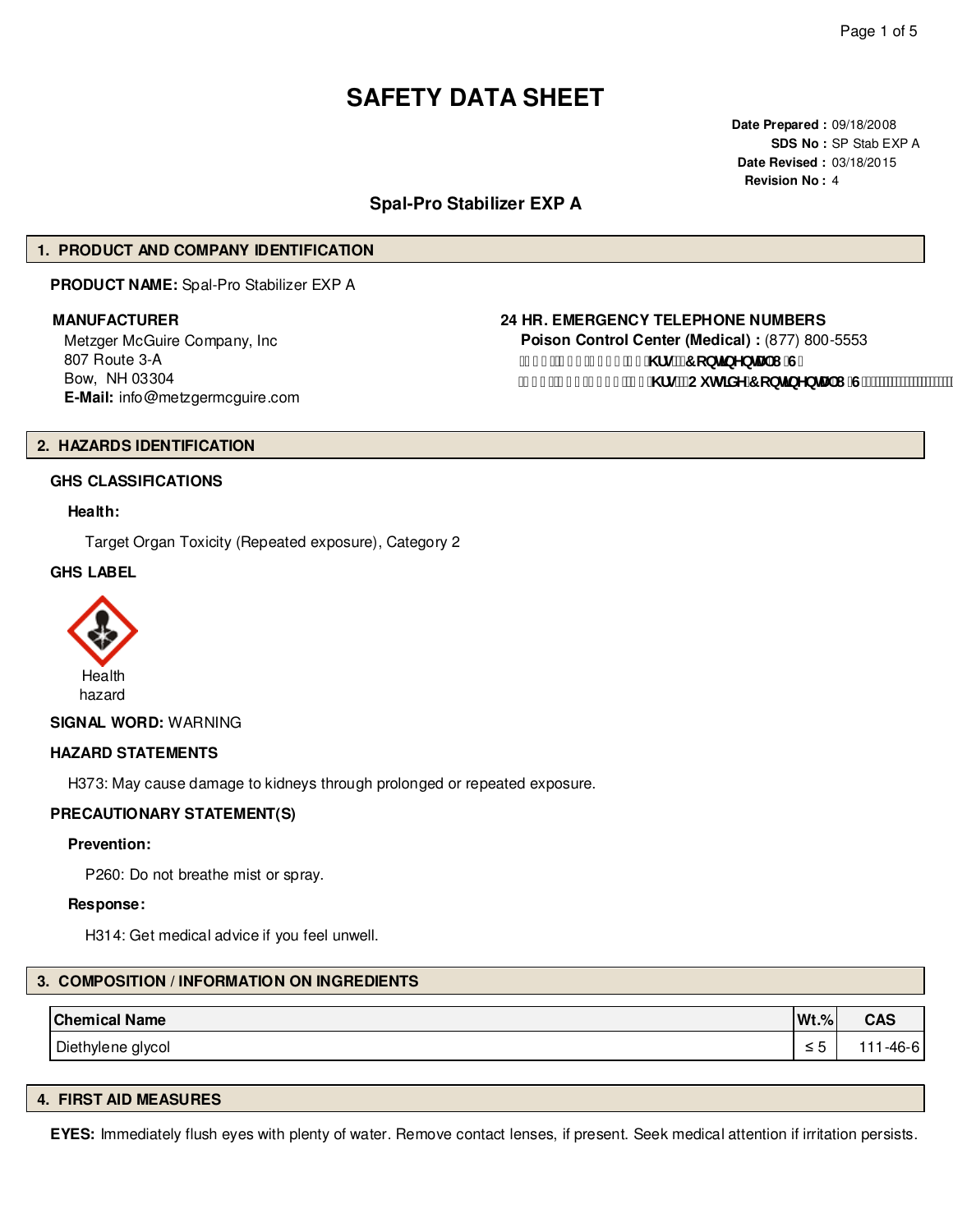# SAFETY DATA SHEET

**Date Prepared :** 09/18/2008
**SDS No :** SP Stab EXP A
**Date Revised :** 03/18/2015
**Revision No :** 4

## Spal-Pro Stabilizer EXP A

## 1. PRODUCT AND COMPANY IDENTIFICATION

**PRODUCT NAME:** Spal-Pro Stabilizer EXP A

**MANUFACTURER**

Metzger McGuire Company, Inc
807 Route 3-A
Bow, NH 03304
**E-Mail:** info@metzgermcguire.com

**24 HR. EMERGENCY TELEPHONE NUMBERS**

**Poison Control Center (Medical) :** (877) 800-5553
**hrs (Continental US)**
**hrs (Outside Continental US)**

## 2. HAZARDS IDENTIFICATION

**GHS CLASSIFICATIONS**

**Health:**

Target Organ Toxicity (Repeated exposure), Category 2

**GHS LABEL**

Health hazard

**SIGNAL WORD:** WARNING

**HAZARD STATEMENTS**

H373: May cause damage to kidneys through prolonged or repeated exposure.

**PRECAUTIONARY STATEMENT(S)**

**Prevention:**

P260: Do not breathe mist or spray.

**Response:**

H314: Get medical advice if you feel unwell.

## 3. COMPOSITION / INFORMATION ON INGREDIENTS

| Chemical Name | Wt.% | CAS |
|---|---|---|
| Diethylene glycol | ≤ 5 | 111-46-6 |

## 4. FIRST AID MEASURES

**EYES:** Immediately flush eyes with plenty of water. Remove contact lenses, if present. Seek medical attention if irritation persists.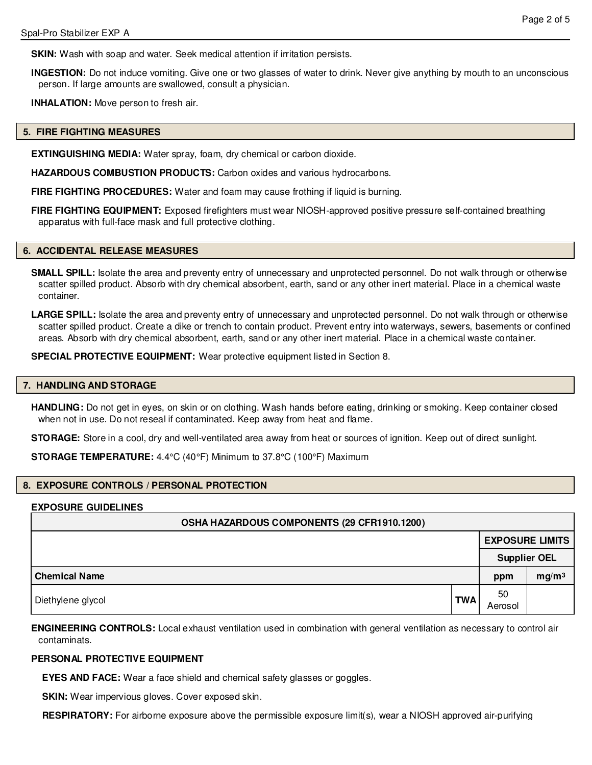**SKIN:** Wash with soap and water. Seek medical attention if irritation persists.

**INGESTION:** Do not induce vomiting. Give one or two glasses of water to drink. Never give anything by mouth to an unconscious person. If large amounts are swallowed, consult a physician.

**INHALATION:** Move person to fresh air.

## 5. FIRE FIGHTING MEASURES

**EXTINGUISHING MEDIA:** Water spray, foam, dry chemical or carbon dioxide.

**HAZARDOUS COMBUSTION PRODUCTS:** Carbon oxides and various hydrocarbons.

**FIRE FIGHTING PROCEDURES:** Water and foam may cause frothing if liquid is burning.

**FIRE FIGHTING EQUIPMENT:** Exposed firefighters must wear NIOSH-approved positive pressure self-contained breathing apparatus with full-face mask and full protective clothing.

## 6. ACCIDENTAL RELEASE MEASURES

**SMALL SPILL:** Isolate the area and preventy entry of unnecessary and unprotected personnel. Do not walk through or otherwise scatter spilled product. Absorb with dry chemical absorbent, earth, sand or any other inert material. Place in a chemical waste container.

**LARGE SPILL:** Isolate the area and preventy entry of unnecessary and unprotected personnel. Do not walk through or otherwise scatter spilled product. Create a dike or trench to contain product. Prevent entry into waterways, sewers, basements or confined areas. Absorb with dry chemical absorbent, earth, sand or any other inert material. Place in a chemical waste container.

**SPECIAL PROTECTIVE EQUIPMENT:** Wear protective equipment listed in Section 8.

## 7. HANDLING AND STORAGE

**HANDLING:** Do not get in eyes, on skin or on clothing. Wash hands before eating, drinking or smoking. Keep container closed when not in use. Do not reseal if contaminated. Keep away from heat and flame.

**STORAGE:** Store in a cool, dry and well-ventilated area away from heat or sources of ignition. Keep out of direct sunlight.

**STORAGE TEMPERATURE:** 4.4°C (40°F) Minimum to 37.8°C (100°F) Maximum

## 8. EXPOSURE CONTROLS / PERSONAL PROTECTION

**EXPOSURE GUIDELINES**

| OSHA HAZARDOUS COMPONENTS (29 CFR1910.1200) | | | |
|---|---|---|---|
| | | **EXPOSURE LIMITS** | |
| | | **Supplier OEL** | |
| **Chemical Name** | | **ppm** | **mg/m³** |
| Diethylene glycol | **TWA** | 50 Aerosol | |

**ENGINEERING CONTROLS:** Local exhaust ventilation used in combination with general ventilation as necessary to control air contaminats.

**PERSONAL PROTECTIVE EQUIPMENT**

**EYES AND FACE:** Wear a face shield and chemical safety glasses or goggles.

**SKIN:** Wear impervious gloves. Cover exposed skin.

**RESPIRATORY:** For airborne exposure above the permissible exposure limit(s), wear a NIOSH approved air-purifying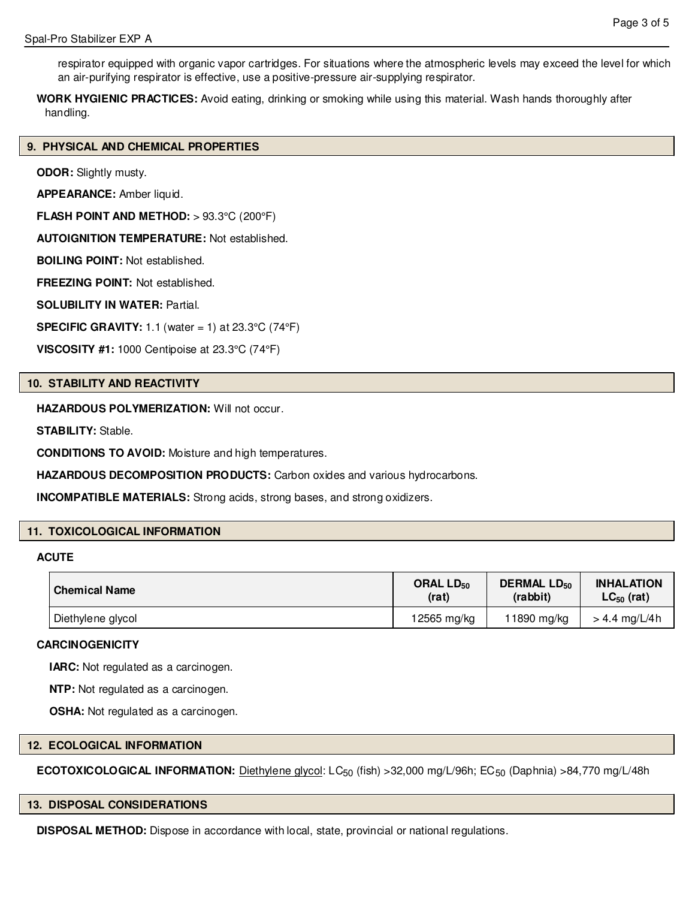respirator equipped with organic vapor cartridges. For situations where the atmospheric levels may exceed the level for which an air-purifying respirator is effective, use a positive-pressure air-supplying respirator.

**WORK HYGIENIC PRACTICES:** Avoid eating, drinking or smoking while using this material. Wash hands thoroughly after handling.

## 9. PHYSICAL AND CHEMICAL PROPERTIES

**ODOR:** Slightly musty.

**APPEARANCE:** Amber liquid.

**FLASH POINT AND METHOD:** > 93.3°C (200°F)

**AUTOIGNITION TEMPERATURE:** Not established.

**BOILING POINT:** Not established.

**FREEZING POINT:** Not established.

**SOLUBILITY IN WATER:** Partial.

**SPECIFIC GRAVITY:** 1.1 (water = 1) at 23.3°C (74°F)

**VISCOSITY #1:** 1000 Centipoise at 23.3°C (74°F)

## 10. STABILITY AND REACTIVITY

**HAZARDOUS POLYMERIZATION:** Will not occur.

**STABILITY:** Stable.

**CONDITIONS TO AVOID:** Moisture and high temperatures.

**HAZARDOUS DECOMPOSITION PRODUCTS:** Carbon oxides and various hydrocarbons.

**INCOMPATIBLE MATERIALS:** Strong acids, strong bases, and strong oxidizers.

## 11. TOXICOLOGICAL INFORMATION

**ACUTE**

| Chemical Name | ORAL $LD_{50}$ (rat) | DERMAL $LD_{50}$ (rabbit) | INHALATION $LC_{50}$ (rat) |
|---|---|---|---|
| Diethylene glycol | 12565 mg/kg | 11890 mg/kg | > 4.4 mg/L/4h |

**CARCINOGENICITY**

**IARC:** Not regulated as a carcinogen.

**NTP:** Not regulated as a carcinogen.

**OSHA:** Not regulated as a carcinogen.

## 12. ECOLOGICAL INFORMATION

**ECOTOXICOLOGICAL INFORMATION:** Diethylene glycol: $LC_{50}$ (fish) >32,000 mg/L/96h; $EC_{50}$ (Daphnia) >84,770 mg/L/48h

## 13. DISPOSAL CONSIDERATIONS

**DISPOSAL METHOD:** Dispose in accordance with local, state, provincial or national regulations.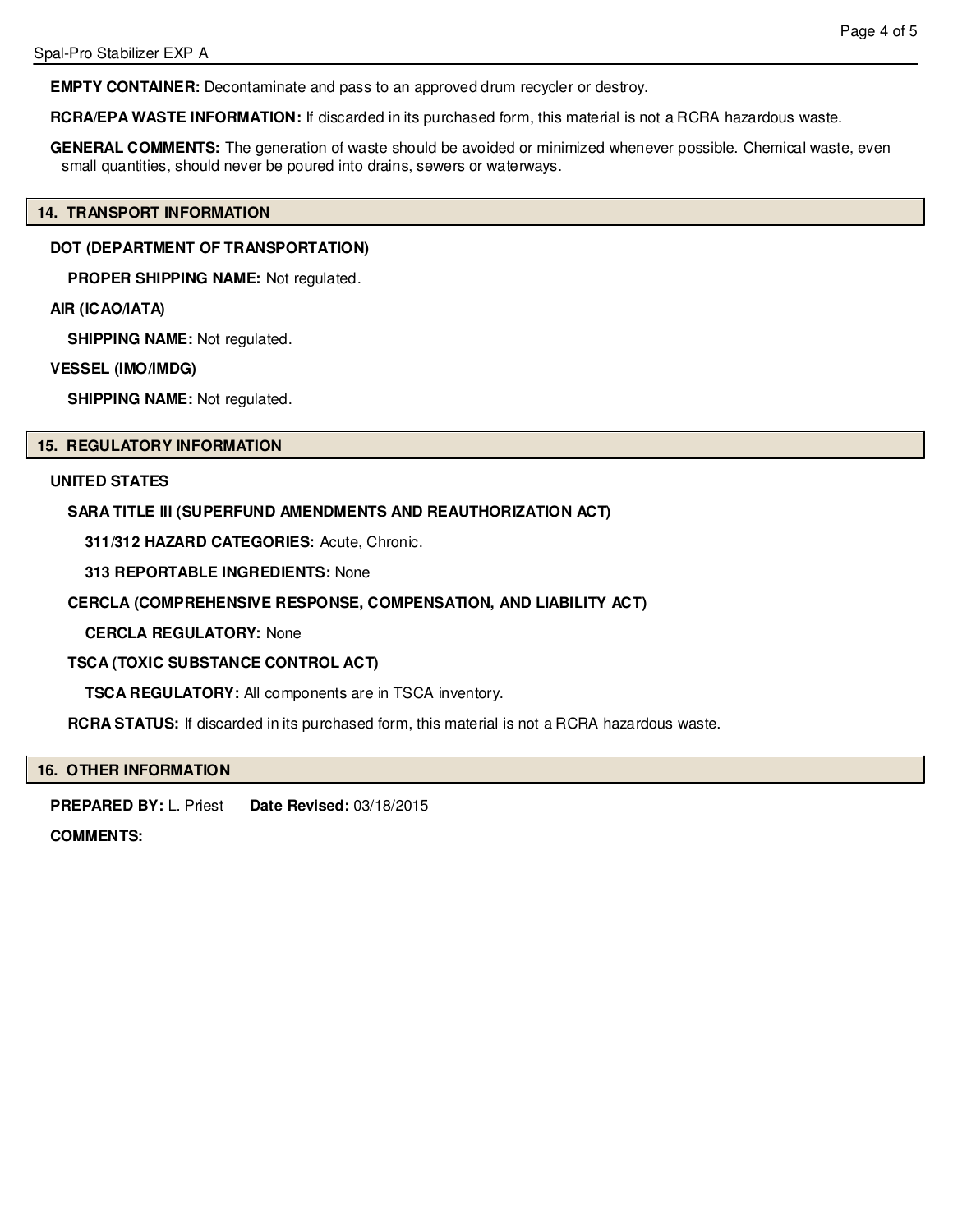**EMPTY CONTAINER:** Decontaminate and pass to an approved drum recycler or destroy.

**RCRA/EPA WASTE INFORMATION:** If discarded in its purchased form, this material is not a RCRA hazardous waste.

**GENERAL COMMENTS:** The generation of waste should be avoided or minimized whenever possible. Chemical waste, even small quantities, should never be poured into drains, sewers or waterways.

## 14. TRANSPORT INFORMATION

**DOT (DEPARTMENT OF TRANSPORTATION)**

**PROPER SHIPPING NAME:** Not regulated.

**AIR (ICAO/IATA)**

**SHIPPING NAME:** Not regulated.

**VESSEL (IMO/IMDG)**

**SHIPPING NAME:** Not regulated.

## 15. REGULATORY INFORMATION

**UNITED STATES**

**SARA TITLE III (SUPERFUND AMENDMENTS AND REAUTHORIZATION ACT)**

**311/312 HAZARD CATEGORIES:** Acute, Chronic.

**313 REPORTABLE INGREDIENTS:** None

**CERCLA (COMPREHENSIVE RESPONSE, COMPENSATION, AND LIABILITY ACT)**

**CERCLA REGULATORY:** None

**TSCA (TOXIC SUBSTANCE CONTROL ACT)**

**TSCA REGULATORY:** All components are in TSCA inventory.

**RCRA STATUS:** If discarded in its purchased form, this material is not a RCRA hazardous waste.

## 16. OTHER INFORMATION

**PREPARED BY:** L. Priest **Date Revised:** 03/18/2015

**COMMENTS:**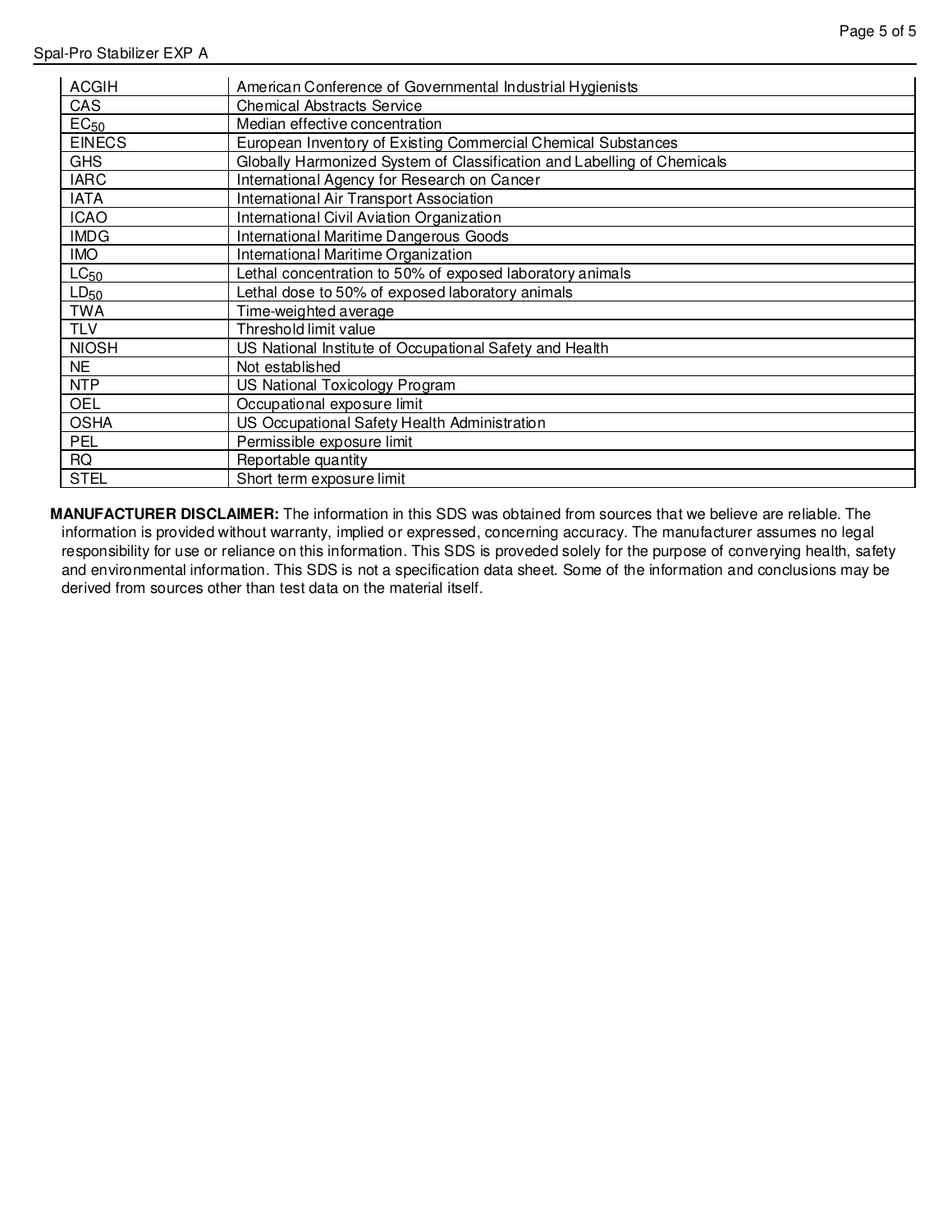| | |
|---|---|
| ACGIH | American Conference of Governmental Industrial Hygienists |
| CAS | Chemical Abstracts Service |
| $EC_{50}$ | Median effective concentration |
| EINECS | European Inventory of Existing Commercial Chemical Substances |
| GHS | Globally Harmonized System of Classification and Labelling of Chemicals |
| IARC | International Agency for Research on Cancer |
| IATA | International Air Transport Association |
| ICAO | International Civil Aviation Organization |
| IMDG | International Maritime Dangerous Goods |
| IMO | International Maritime Organization |
| $LC_{50}$ | Lethal concentration to 50% of exposed laboratory animals |
| $LD_{50}$ | Lethal dose to 50% of exposed laboratory animals |
| TWA | Time-weighted average |
| TLV | Threshold limit value |
| NIOSH | US National Institute of Occupational Safety and Health |
| NE | Not established |
| NTP | US National Toxicology Program |
| OEL | Occupational exposure limit |
| OSHA | US Occupational Safety Health Administration |
| PEL | Permissible exposure limit |
| RQ | Reportable quantity |
| STEL | Short term exposure limit |

**MANUFACTURER DISCLAIMER:** The information in this SDS was obtained from sources that we believe are reliable. The information is provided without warranty, implied or expressed, concerning accuracy. The manufacturer assumes no legal responsibility for use or reliance on this information. This SDS is proveded solely for the purpose of converying health, safety and environmental information. This SDS is not a specification data sheet. Some of the information and conclusions may be derived from sources other than test data on the material itself.